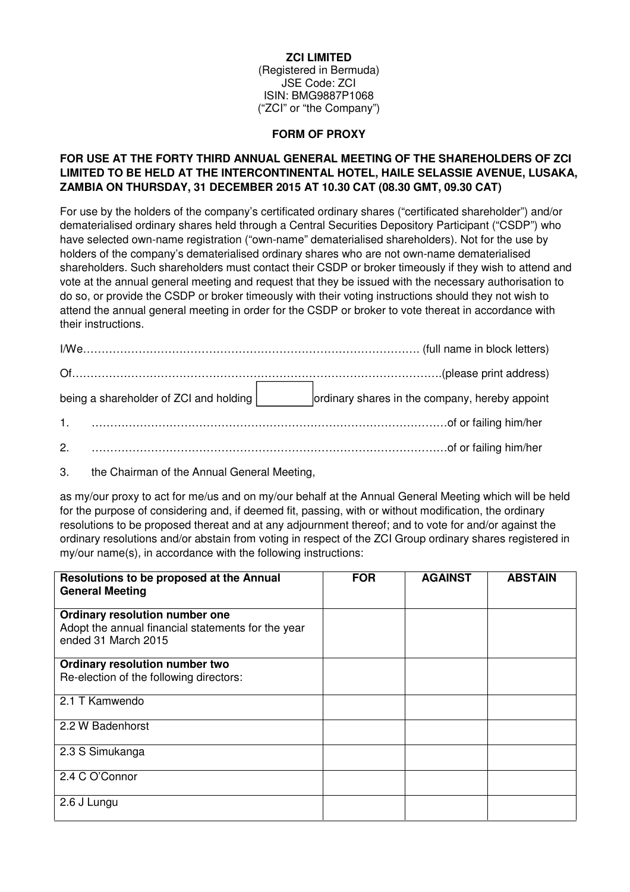**ZCI LIMITED**
(Registered in Bermuda)
JSE Code: ZCI
ISIN: BMG9887P1068
("ZCI" or "the Company")

**FORM OF PROXY**

**FOR USE AT THE FORTY THIRD ANNUAL GENERAL MEETING OF THE SHAREHOLDERS OF ZCI LIMITED TO BE HELD AT THE INTERCONTINENTAL HOTEL, HAILE SELASSIE AVENUE, LUSAKA, ZAMBIA ON THURSDAY, 31 DECEMBER 2015 AT 10.30 CAT (08.30 GMT, 09.30 CAT)**

For use by the holders of the company's certificated ordinary shares ("certificated shareholder") and/or dematerialised ordinary shares held through a Central Securities Depository Participant ("CSDP") who have selected own-name registration ("own-name" dematerialised shareholders). Not for the use by holders of the company's dematerialised ordinary shares who are not own-name dematerialised shareholders. Such shareholders must contact their CSDP or broker timeously if they wish to attend and vote at the annual general meeting and request that they be issued with the necessary authorisation to do so, or provide the CSDP or broker timeously with their voting instructions should they not wish to attend the annual general meeting in order for the CSDP or broker to vote thereat in accordance with their instructions.

I/We………………………………………………………………………………… (full name in block letters)

Of……………………………………………………………………………………….(please print address)

being a shareholder of ZCI and holding [ ] ordinary shares in the company, hereby appoint

1. ……………………………………………………………………………………of or failing him/her
2. ……………………………………………………………………………………of or failing him/her
3. the Chairman of the Annual General Meeting,

as my/our proxy to act for me/us and on my/our behalf at the Annual General Meeting which will be held for the purpose of considering and, if deemed fit, passing, with or without modification, the ordinary resolutions to be proposed thereat and at any adjournment thereof; and to vote for and/or against the ordinary resolutions and/or abstain from voting in respect of the ZCI Group ordinary shares registered in my/our name(s), in accordance with the following instructions:

| Resolutions to be proposed at the Annual General Meeting | FOR | AGAINST | ABSTAIN |
|---|---|---|---|
| **Ordinary resolution number one**<br>Adopt the annual financial statements for the year ended 31 March 2015 | | | |
| **Ordinary resolution number two**<br>Re-election of the following directors: | | | |
| 2.1 T Kamwendo | | | |
| 2.2 W Badenhorst | | | |
| 2.3 S Simukanga | | | |
| 2.4 C O'Connor | | | |
| 2.6 J Lungu | | | |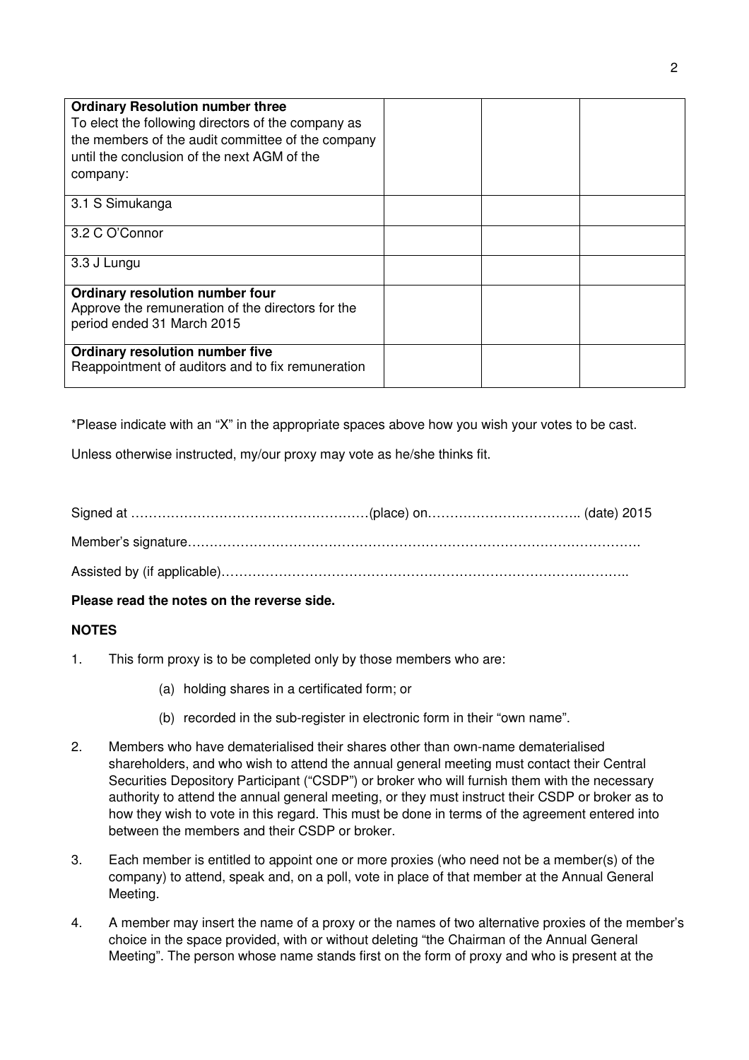| | | | |
|---|---|---|---|
| **Ordinary Resolution number three**<br>To elect the following directors of the company as the members of the audit committee of the company until the conclusion of the next AGM of the company: | | | |
| 3.1 S Simukanga | | | |
| 3.2 C O'Connor | | | |
| 3.3 J Lungu | | | |
| **Ordinary resolution number four**<br>Approve the remuneration of the directors for the period ended 31 March 2015 | | | |
| **Ordinary resolution number five**<br>Reappointment of auditors and to fix remuneration | | | |

*Please indicate with an "X" in the appropriate spaces above how you wish your votes to be cast.

Unless otherwise instructed, my/our proxy may vote as he/she thinks fit.

Signed at ……………………………………………(place) on…………………………….. (date) 2015

Member's signature……………………………………………………………………………………….

Assisted by (if applicable)……………………………………………………………………….………..

**Please read the notes on the reverse side.**

**NOTES**

1. This form proxy is to be completed only by those members who are:

   (a) holding shares in a certificated form; or

   (b) recorded in the sub-register in electronic form in their "own name".

2. Members who have dematerialised their shares other than own-name dematerialised shareholders, and who wish to attend the annual general meeting must contact their Central Securities Depository Participant ("CSDP") or broker who will furnish them with the necessary authority to attend the annual general meeting, or they must instruct their CSDP or broker as to how they wish to vote in this regard. This must be done in terms of the agreement entered into between the members and their CSDP or broker.

3. Each member is entitled to appoint one or more proxies (who need not be a member(s) of the company) to attend, speak and, on a poll, vote in place of that member at the Annual General Meeting.

4. A member may insert the name of a proxy or the names of two alternative proxies of the member's choice in the space provided, with or without deleting "the Chairman of the Annual General Meeting". The person whose name stands first on the form of proxy and who is present at the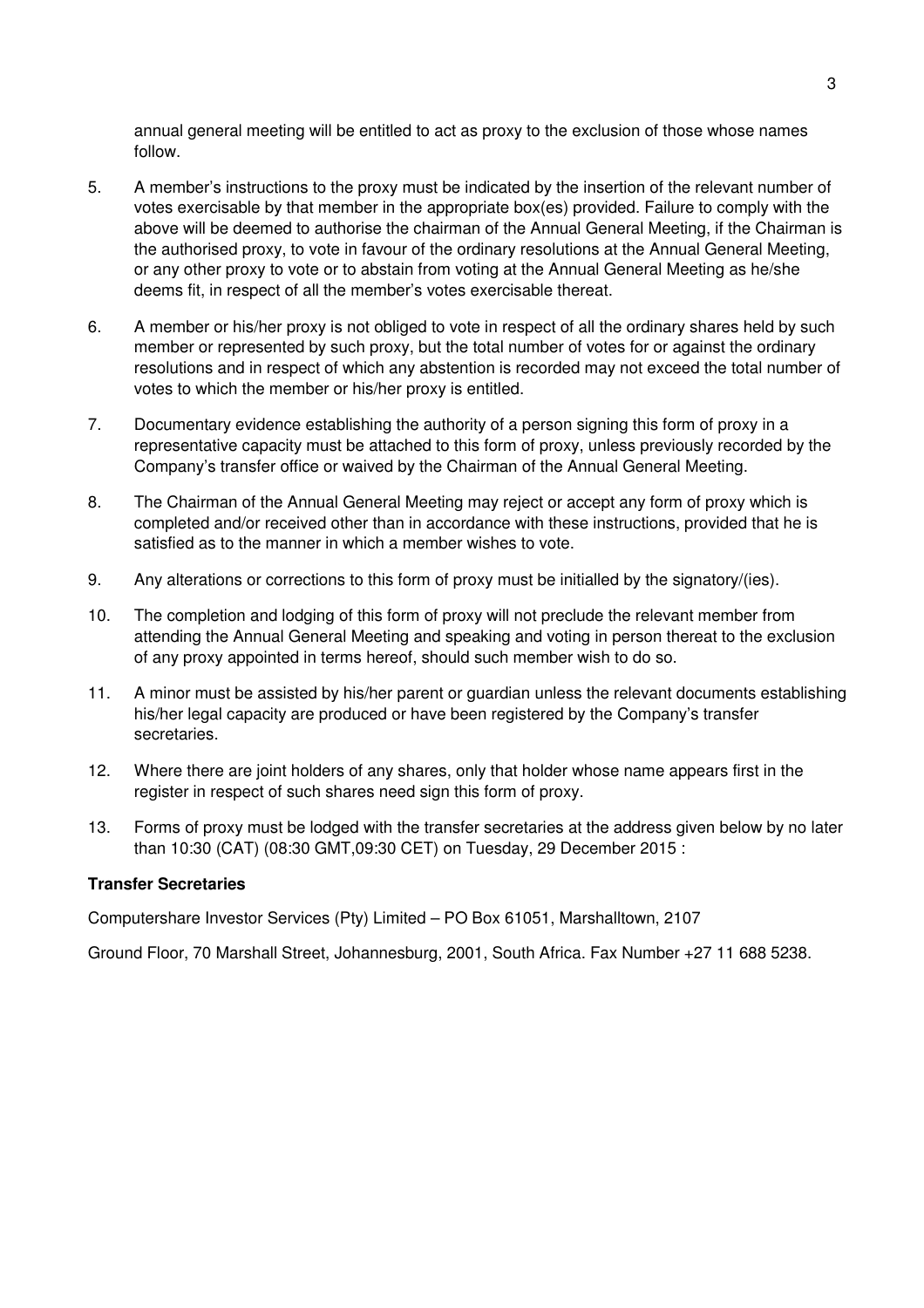annual general meeting will be entitled to act as proxy to the exclusion of those whose names follow.

5. A member's instructions to the proxy must be indicated by the insertion of the relevant number of votes exercisable by that member in the appropriate box(es) provided. Failure to comply with the above will be deemed to authorise the chairman of the Annual General Meeting, if the Chairman is the authorised proxy, to vote in favour of the ordinary resolutions at the Annual General Meeting, or any other proxy to vote or to abstain from voting at the Annual General Meeting as he/she deems fit, in respect of all the member's votes exercisable thereat.

6. A member or his/her proxy is not obliged to vote in respect of all the ordinary shares held by such member or represented by such proxy, but the total number of votes for or against the ordinary resolutions and in respect of which any abstention is recorded may not exceed the total number of votes to which the member or his/her proxy is entitled.

7. Documentary evidence establishing the authority of a person signing this form of proxy in a representative capacity must be attached to this form of proxy, unless previously recorded by the Company's transfer office or waived by the Chairman of the Annual General Meeting.

8. The Chairman of the Annual General Meeting may reject or accept any form of proxy which is completed and/or received other than in accordance with these instructions, provided that he is satisfied as to the manner in which a member wishes to vote.

9. Any alterations or corrections to this form of proxy must be initialled by the signatory/(ies).

10. The completion and lodging of this form of proxy will not preclude the relevant member from attending the Annual General Meeting and speaking and voting in person thereat to the exclusion of any proxy appointed in terms hereof, should such member wish to do so.

11. A minor must be assisted by his/her parent or guardian unless the relevant documents establishing his/her legal capacity are produced or have been registered by the Company's transfer secretaries.

12. Where there are joint holders of any shares, only that holder whose name appears first in the register in respect of such shares need sign this form of proxy.

13. Forms of proxy must be lodged with the transfer secretaries at the address given below by no later than 10:30 (CAT) (08:30 GMT,09:30 CET) on Tuesday, 29 December 2015 :

**Transfer Secretaries**

Computershare Investor Services (Pty) Limited – PO Box 61051, Marshalltown, 2107

Ground Floor, 70 Marshall Street, Johannesburg, 2001, South Africa. Fax Number +27 11 688 5238.